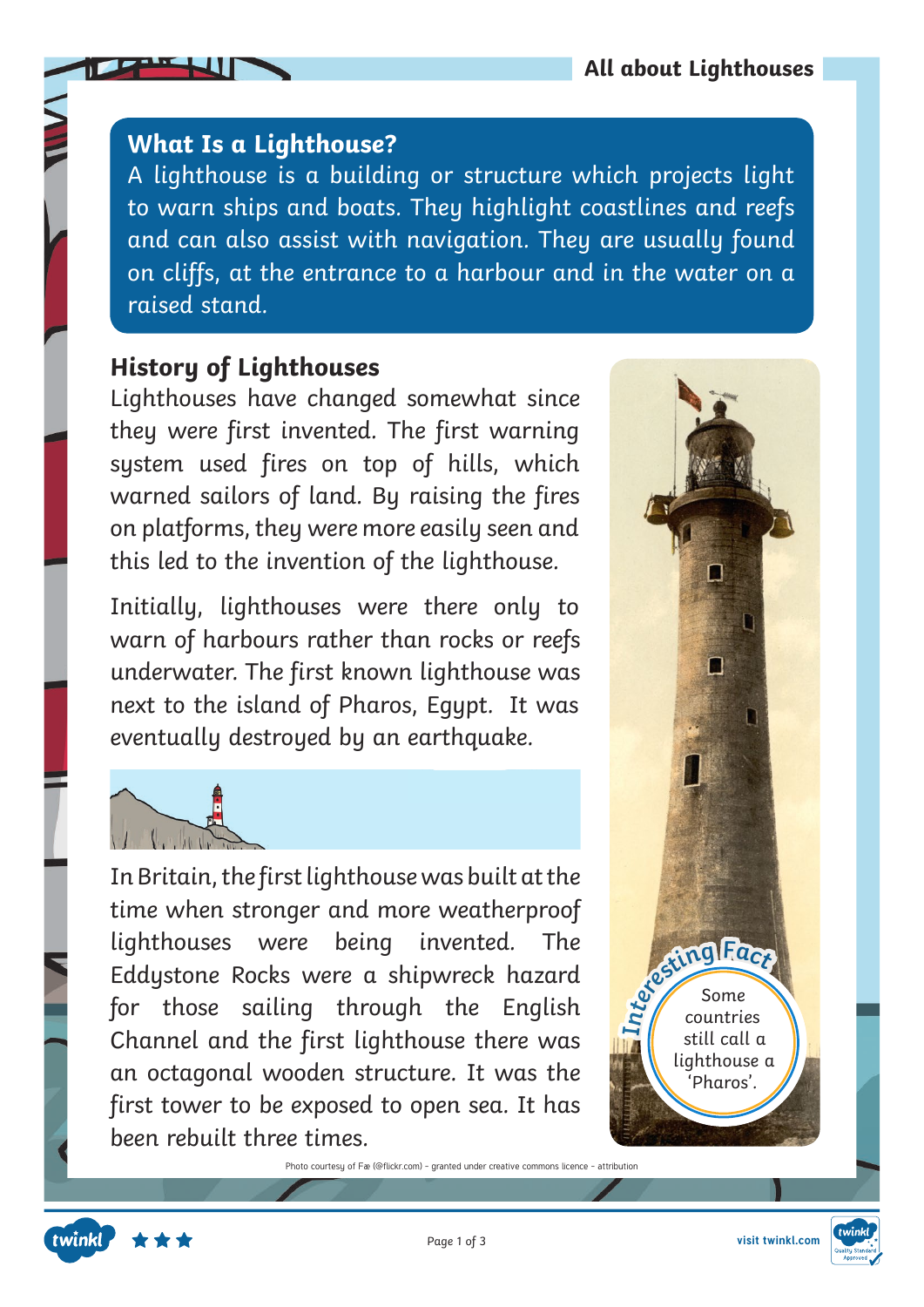## What Is a Lighthouse?

A lighthouse is a building or structure which projects light to warn ships and boats. They highlight coastlines and reefs and can also assist with navigation. They are usually found on cliffs, at the entrance to a harbour and in the water on a raised stand.

## History of Lighthouses

Lighthouses have changed somewhat since they were first invented. The first warning system used fires on top of hills, which warned sailors of land. By raising the fires on platforms, they were more easily seen and this led to the invention of the lighthouse.

Initially, lighthouses were there only to warn of harbours rather than rocks or reefs underwater. The first known lighthouse was next to the island of Pharos, Egypt. It was eventually destroyed by an earthquake.

In Britain, the first lighthouse was built at the time when stronger and more weatherproof lighthouses were being invented. The Eddystone Rocks were a shipwreck hazard for those sailing through the English Channel and the first lighthouse there was an octagonal wooden structure. It was the first tower to be exposed to open sea. It has been rebuilt three times.

**Interesting Fact**

Some countries still call a lighthouse a 'Pharos'.

Photo courtesy of Fæ (@flickr.com) - granted under creative commons licence - attribution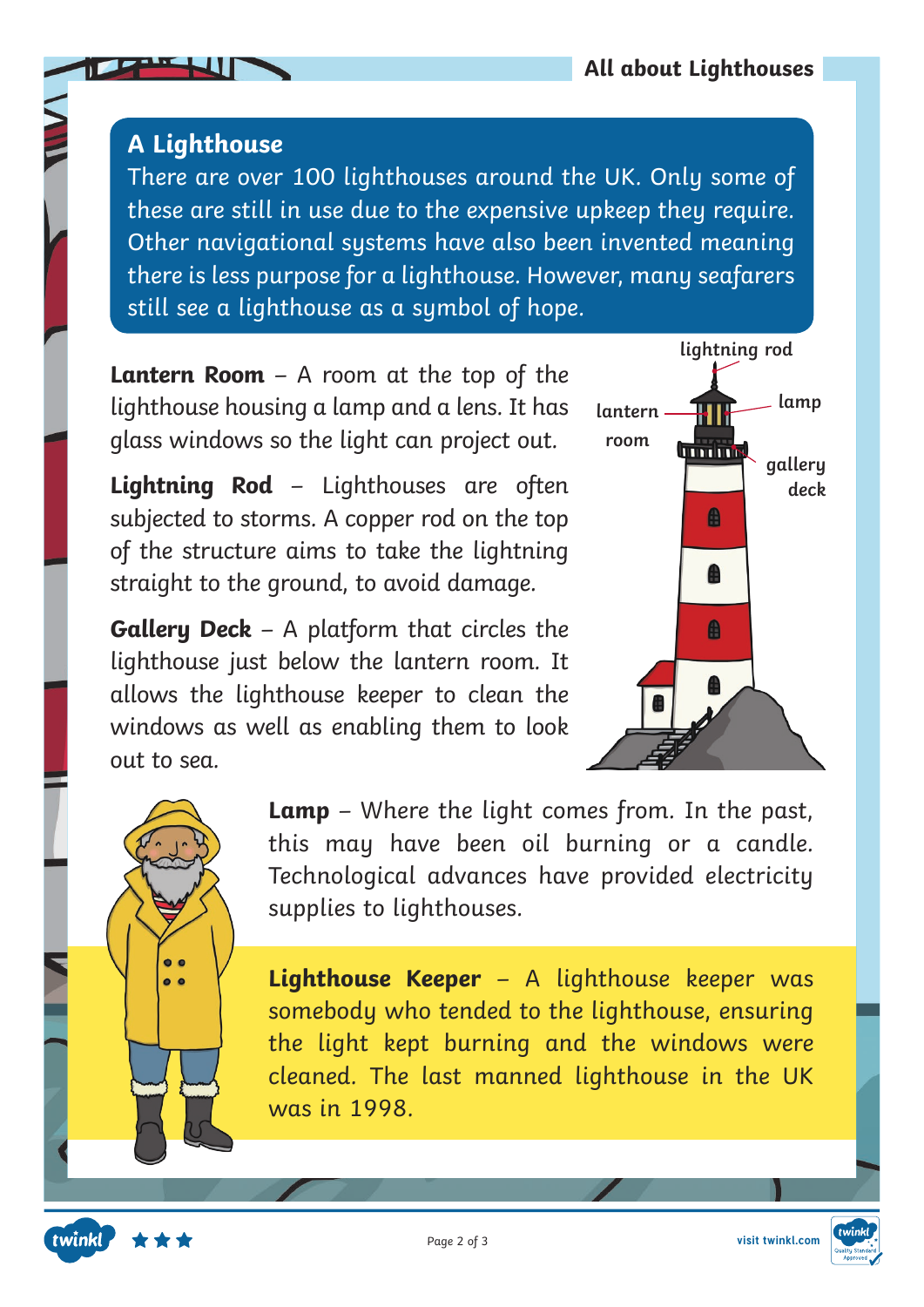## A Lighthouse

There are over 100 lighthouses around the UK. Only some of these are still in use due to the expensive upkeep they require. Other navigational systems have also been invented meaning there is less purpose for a lighthouse. However, many seafarers still see a lighthouse as a symbol of hope.

**Lantern Room** – A room at the top of the lighthouse housing a lamp and a lens. It has glass windows so the light can project out.

**Lightning Rod** – Lighthouses are often subjected to storms. A copper rod on the top of the structure aims to take the lightning straight to the ground, to avoid damage.

**Gallery Deck** – A platform that circles the lighthouse just below the lantern room. It allows the lighthouse keeper to clean the windows as well as enabling them to look out to sea.

lightning rod

lantern room

lamp

gallery deck

**Lamp** – Where the light comes from. In the past, this may have been oil burning or a candle. Technological advances have provided electricity supplies to lighthouses.

**Lighthouse Keeper** – A lighthouse keeper was somebody who tended to the lighthouse, ensuring the light kept burning and the windows were cleaned. The last manned lighthouse in the UK was in 1998.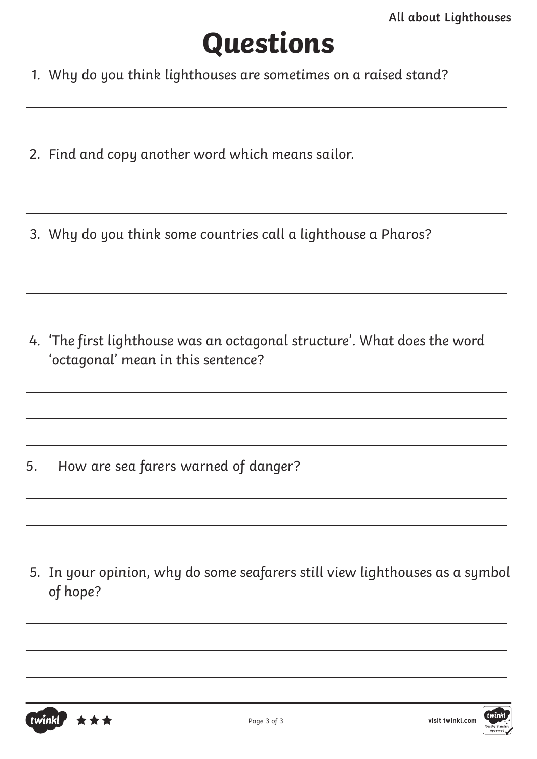# Questions

1. Why do you think lighthouses are sometimes on a raised stand?

2. Find and copy another word which means sailor.

3. Why do you think some countries call a lighthouse a Pharos?

4. 'The first lighthouse was an octagonal structure'. What does the word 'octagonal' mean in this sentence?

5. How are sea farers warned of danger?

5. In your opinion, why do some seafarers still view lighthouses as a symbol of hope?